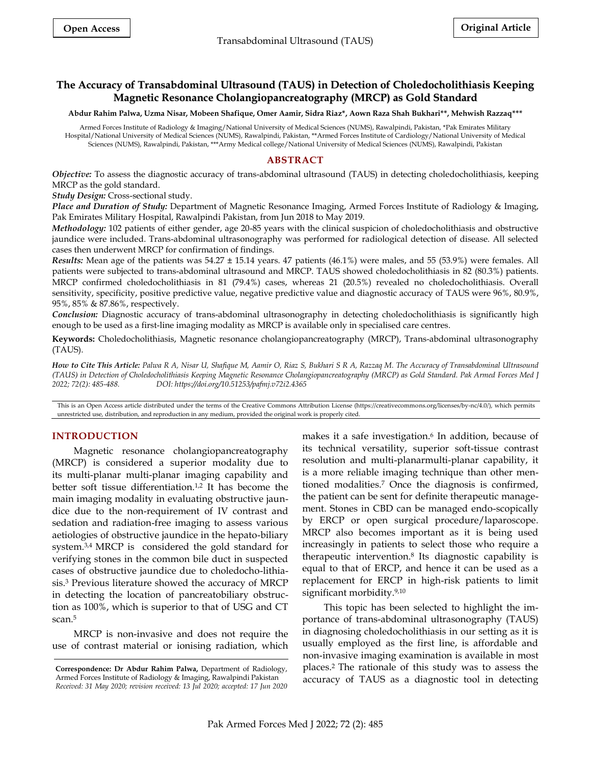Open Access

Original Article

# The Accuracy of Transabdominal Ultrasound (TAUS) in Detection of Choledocholithiasis Keeping Magnetic Resonance Cholangiopancreatography (MRCP) as Gold Standard

**Abdur Rahim Palwa, Uzma Nisar, Mobeen Shafique, Omer Aamir, Sidra Riaz\*, Aown Raza Shah Bukhari\*\*, Mehwish Razzaq\*\*\***

Armed Forces Institute of Radiology & Imaging/National University of Medical Sciences (NUMS), Rawalpindi, Pakistan, \*Pak Emirates Military Hospital/National University of Medical Sciences (NUMS), Rawalpindi, Pakistan, \*\*Armed Forces Institute of Cardiology/National University of Medical Sciences (NUMS), Rawalpindi, Pakistan, \*\*\*Army Medical college/National University of Medical Sciences (NUMS), Rawalpindi, Pakistan

## ABSTRACT

***Objective:*** To assess the diagnostic accuracy of trans-abdominal ultrasound (TAUS) in detecting choledocholithiasis, keeping MRCP as the gold standard.

***Study Design:*** Cross-sectional study.

***Place and Duration of Study:*** Department of Magnetic Resonance Imaging, Armed Forces Institute of Radiology & Imaging, Pak Emirates Military Hospital, Rawalpindi Pakistan, from Jun 2018 to May 2019.

***Methodology:*** 102 patients of either gender, age 20-85 years with the clinical suspicion of choledocholithiasis and obstructive jaundice were included. Trans-abdominal ultrasonography was performed for radiological detection of disease. All selected cases then underwent MRCP for confirmation of findings.

***Results:*** Mean age of the patients was 54.27 ± 15.14 years. 47 patients (46.1%) were males, and 55 (53.9%) were females. All patients were subjected to trans-abdominal ultrasound and MRCP. TAUS showed choledocholithiasis in 82 (80.3%) patients. MRCP confirmed choledocholithiasis in 81 (79.4%) cases, whereas 21 (20.5%) revealed no choledocholithiasis. Overall sensitivity, specificity, positive predictive value, negative predictive value and diagnostic accuracy of TAUS were 96%, 80.9%, 95%, 85% & 87.86%, respectively.

***Conclusion:*** Diagnostic accuracy of trans-abdominal ultrasonography in detecting choledocholithiasis is significantly high enough to be used as a first-line imaging modality as MRCP is available only in specialised care centres.

**Keywords:** Choledocholithiasis, Magnetic resonance cholangiopancreatography (MRCP), Trans-abdominal ultrasonography (TAUS).

***How to Cite This Article:*** *Palwa R A, Nisar U, Shafique M, Aamir O, Riaz S, Bukhari S R A, Razzaq M. The Accuracy of Transabdominal Ultrasound (TAUS) in Detection of Choledocholithiasis Keeping Magnetic Resonance Cholangiopancreatography (MRCP) as Gold Standard. Pak Armed Forces Med J 2022; 72(2): 485-488. DOI: https://doi.org/10.51253/pafmj.v72i2.4365*

This is an Open Access article distributed under the terms of the Creative Commons Attribution License (https://creativecommons.org/licenses/by-nc/4.0/), which permits unrestricted use, distribution, and reproduction in any medium, provided the original work is properly cited.

## INTRODUCTION

Magnetic resonance cholangiopancreatography (MRCP) is considered a superior modality due to its multi-planar multi-planar imaging capability and better soft tissue differentiation.[1,2] It has become the main imaging modality in evaluating obstructive jaundice due to the non-requirement of IV contrast and sedation and radiation-free imaging to assess various aetiologies of obstructive jaundice in the hepato-biliary system.[3,4] MRCP is considered the gold standard for verifying stones in the common bile duct in suspected cases of obstructive jaundice due to choledocho-lithiasis.[3] Previous literature showed the accuracy of MRCP in detecting the location of pancreatobiliary obstruction as 100%, which is superior to that of USG and CT scan.[5]

MRCP is non-invasive and does not require the use of contrast material or ionising radiation, which makes it a safe investigation.[6] In addition, because of its technical versatility, superior soft-tissue contrast resolution and multi-planarmulti-planar capability, it is a more reliable imaging technique than other mentioned modalities.[7] Once the diagnosis is confirmed, the patient can be sent for definite therapeutic management. Stones in CBD can be managed endo-scopically by ERCP or open surgical procedure/laparoscope. MRCP also becomes important as it is being used increasingly in patients to select those who require a therapeutic intervention.[8] Its diagnostic capability is equal to that of ERCP, and hence it can be used as a replacement for ERCP in high-risk patients to limit significant morbidity.[9,10]

This topic has been selected to highlight the importance of trans-abdominal ultrasonography (TAUS) in diagnosing choledocholithiasis in our setting as it is usually employed as the first line, is affordable and non-invasive imaging examination is available in most places.[2] The rationale of this study was to assess the accuracy of TAUS as a diagnostic tool in detecting

**Correspondence: Dr Abdur Rahim Palwa,** Department of Radiology, Armed Forces Institute of Radiology & Imaging, Rawalpindi Pakistan
*Received: 31 May 2020; revision received: 13 Jul 2020; accepted: 17 Jun 2020*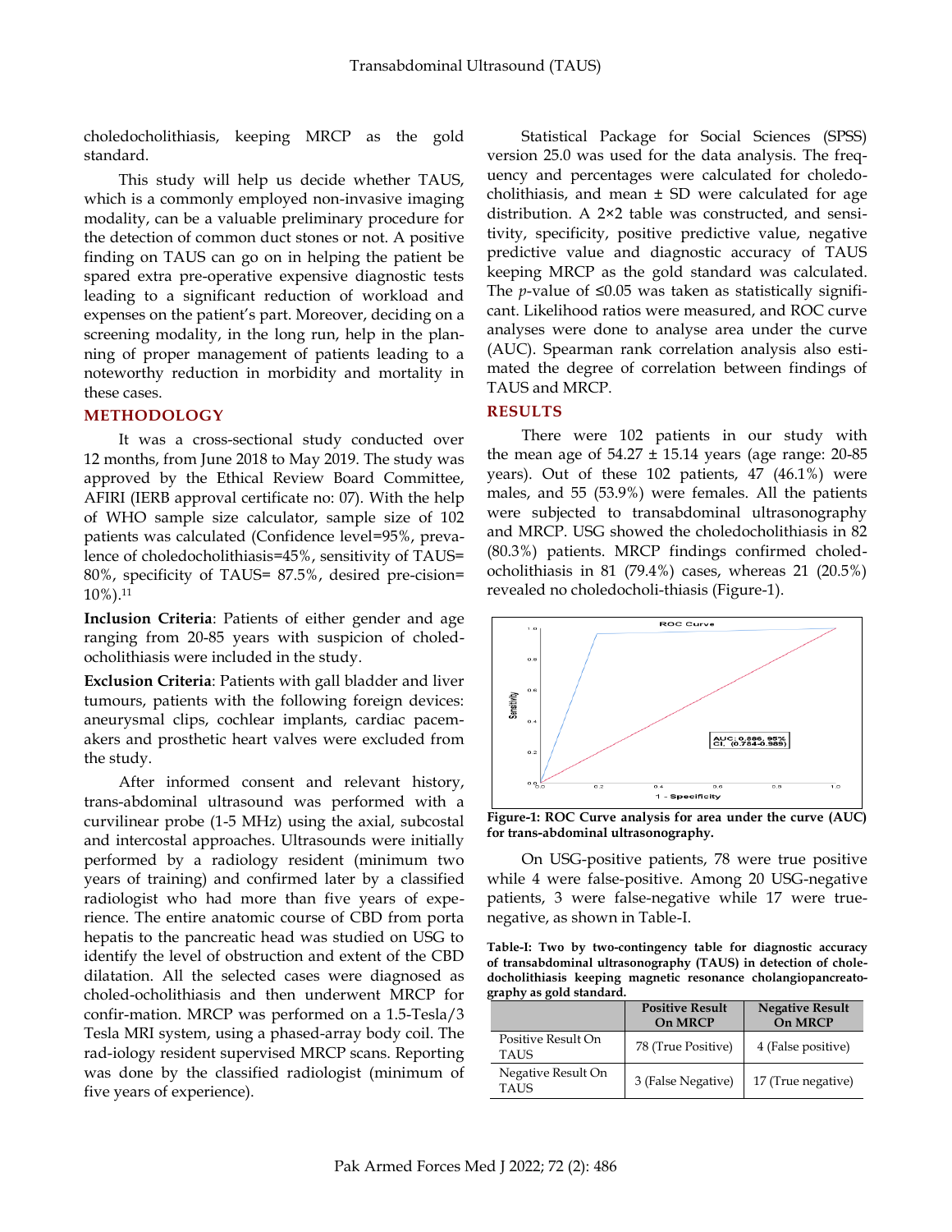choledocholithiasis, keeping MRCP as the gold standard.

This study will help us decide whether TAUS, which is a commonly employed non-invasive imaging modality, can be a valuable preliminary procedure for the detection of common duct stones or not. A positive finding on TAUS can go on in helping the patient be spared extra pre-operative expensive diagnostic tests leading to a significant reduction of workload and expenses on the patient's part. Moreover, deciding on a screening modality, in the long run, help in the planning of proper management of patients leading to a noteworthy reduction in morbidity and mortality in these cases.

## METHODOLOGY

It was a cross-sectional study conducted over 12 months, from June 2018 to May 2019. The study was approved by the Ethical Review Board Committee, AFIRI (IERB approval certificate no: 07). With the help of WHO sample size calculator, sample size of 102 patients was calculated (Confidence level=95%, prevalence of choledocholithiasis=45%, sensitivity of TAUS= 80%, specificity of TAUS= 87.5%, desired pre-cision= 10%).[11]

**Inclusion Criteria**: Patients of either gender and age ranging from 20-85 years with suspicion of choledocholithiasis were included in the study.

**Exclusion Criteria**: Patients with gall bladder and liver tumours, patients with the following foreign devices: aneurysmal clips, cochlear implants, cardiac pacemakers and prosthetic heart valves were excluded from the study.

After informed consent and relevant history, trans-abdominal ultrasound was performed with a curvilinear probe (1-5 MHz) using the axial, subcostal and intercostal approaches. Ultrasounds were initially performed by a radiology resident (minimum two years of training) and confirmed later by a classified radiologist who had more than five years of experience. The entire anatomic course of CBD from porta hepatis to the pancreatic head was studied on USG to identify the level of obstruction and extent of the CBD dilatation. All the selected cases were diagnosed as choled-ocholithiasis and then underwent MRCP for confir-mation. MRCP was performed on a 1.5-Tesla/3 Tesla MRI system, using a phased-array body coil. The rad-iology resident supervised MRCP scans. Reporting was done by the classified radiologist (minimum of five years of experience).

Statistical Package for Social Sciences (SPSS) version 25.0 was used for the data analysis. The freqeuency and percentages were calculated for choledocholithiasis, and mean ± SD were calculated for age distribution. A 2×2 table was constructed, and sensitivity, specificity, positive predictive value, negative predictive value and diagnostic accuracy of TAUS keeping MRCP as the gold standard was calculated. The $p$-value of ≤0.05 was taken as statistically significant. Likelihood ratios were measured, and ROC curve analyses were done to analyse area under the curve (AUC). Spearman rank correlation analysis also estimated the degree of correlation between findings of TAUS and MRCP.

## RESULTS

There were 102 patients in our study with the mean age of 54.27 ± 15.14 years (age range: 20-85 years). Out of these 102 patients, 47 (46.1%) were males, and 55 (53.9%) were females. All the patients were subjected to transabdominal ultrasonography and MRCP. USG showed the choledocholithiasis in 82 (80.3%) patients. MRCP findings confirmed choledocholithiasis in 81 (79.4%) cases, whereas 21 (20.5%) revealed no choledocholi-thiasis (Figure-1).

**Figure-1: ROC Curve analysis for area under the curve (AUC) for trans-abdominal ultrasonography.**

On USG-positive patients, 78 were true positive while 4 were false-positive. Among 20 USG-negative patients, 3 were false-negative while 17 were true-negative, as shown in Table-I.

**Table-I: Two by two-contingency table for diagnostic accuracy of transabdominal ultrasonography (TAUS) in detection of choledocholithiasis keeping magnetic resonance cholangiopancreatography as gold standard.**

| | Positive Result On MRCP | Negative Result On MRCP |
|---|---|---|
| Positive Result On TAUS | 78 (True Positive) | 4 (False positive) |
| Negative Result On TAUS | 3 (False Negative) | 17 (True negative) |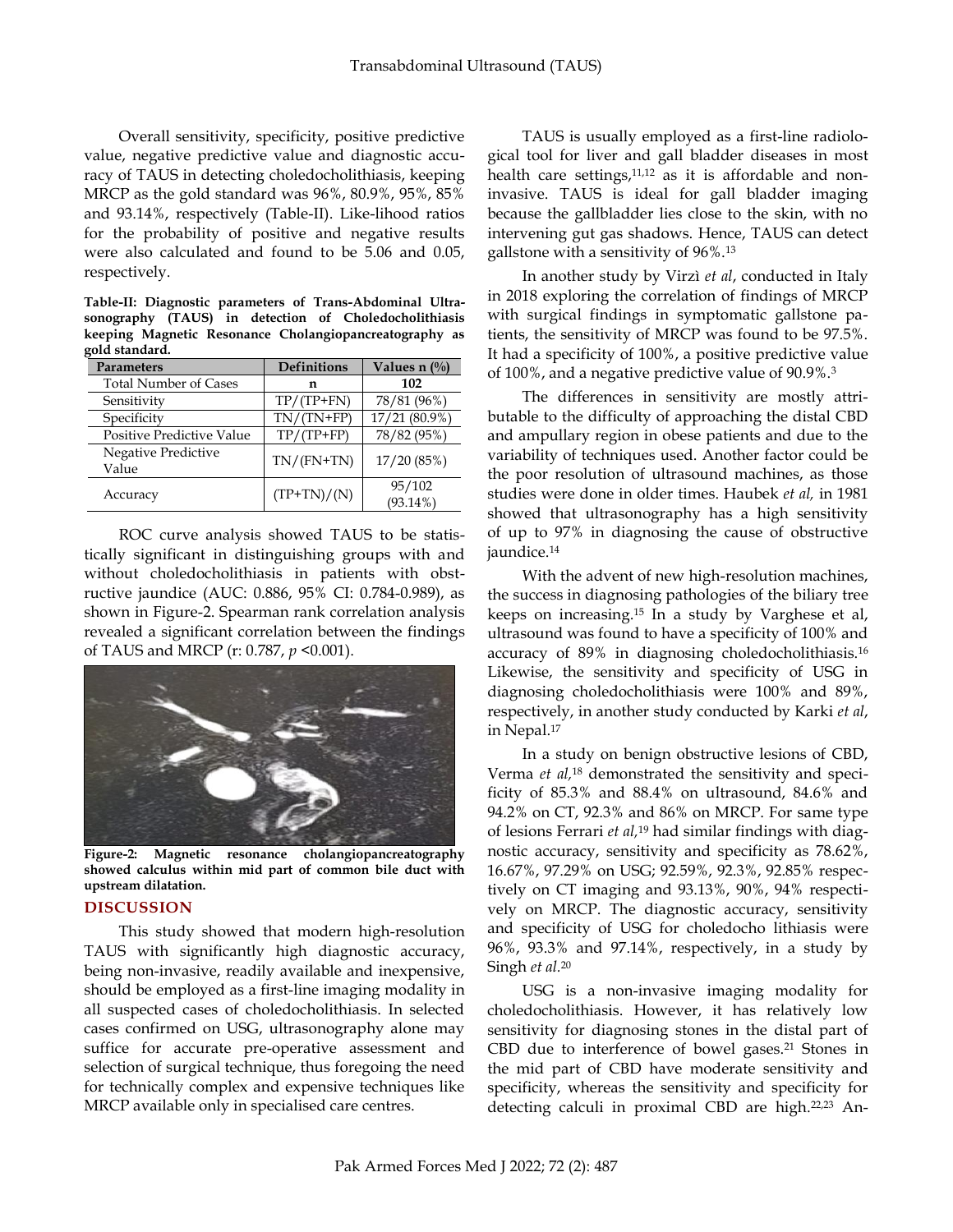Overall sensitivity, specificity, positive predictive value, negative predictive value and diagnostic accuracy of TAUS in detecting choledocholithiasis, keeping MRCP as the gold standard was 96%, 80.9%, 95%, 85% and 93.14%, respectively (Table-II). Like-lihood ratios for the probability of positive and negative results were also calculated and found to be 5.06 and 0.05, respectively.

**Table-II: Diagnostic parameters of Trans-Abdominal Ultrasonography (TAUS) in detection of Choledocholithiasis keeping Magnetic Resonance Cholangiopancreatography as gold standard.**

| Parameters | Definitions | Values n (%) |
|---|---|---|
| Total Number of Cases | n | **102** |
| Sensitivity | TP/(TP+FN) | 78/81 (96%) |
| Specificity | TN/(TN+FP) | 17/21 (80.9%) |
| Positive Predictive Value | TP/(TP+FP) | 78/82 (95%) |
| Negative Predictive Value | TN/(FN+TN) | 17/20 (85%) |
| Accuracy | (TP+TN)/(N) | 95/102 (93.14%) |

ROC curve analysis showed TAUS to be statistically significant in distinguishing groups with and without choledocholithiasis in patients with obstructive jaundice (AUC: 0.886, 95% CI: 0.784-0.989), as shown in Figure-2. Spearman rank correlation analysis revealed a significant correlation between the findings of TAUS and MRCP (r: 0.787, $p$ <0.001).

**Figure-2: Magnetic resonance cholangiopancreatography showed calculus within mid part of common bile duct with upstream dilatation.**

## DISCUSSION

This study showed that modern high-resolution TAUS with significantly high diagnostic accuracy, being non-invasive, readily available and inexpensive, should be employed as a first-line imaging modality in all suspected cases of choledocholithiasis. In selected cases confirmed on USG, ultrasonography alone may suffice for accurate pre-operative assessment and selection of surgical technique, thus foregoing the need for technically complex and expensive techniques like MRCP available only in specialised care centres.

TAUS is usually employed as a first-line radiological tool for liver and gall bladder diseases in most health care settings,[11,12] as it is affordable and non-invasive. TAUS is ideal for gall bladder imaging because the gallbladder lies close to the skin, with no intervening gut gas shadows. Hence, TAUS can detect gallstone with a sensitivity of 96%.[13]

In another study by Virzì *et al*, conducted in Italy in 2018 exploring the correlation of findings of MRCP with surgical findings in symptomatic gallstone patients, the sensitivity of MRCP was found to be 97.5%. It had a specificity of 100%, a positive predictive value of 100%, and a negative predictive value of 90.9%.[3]

The differences in sensitivity are mostly attributable to the difficulty of approaching the distal CBD and ampullary region in obese patients and due to the variability of techniques used. Another factor could be the poor resolution of ultrasound machines, as those studies were done in older times. Haubek *et al,* in 1981 showed that ultrasonography has a high sensitivity of up to 97% in diagnosing the cause of obstructive jaundice.[14]

With the advent of new high-resolution machines, the success in diagnosing pathologies of the biliary tree keeps on increasing.[15] In a study by Varghese et al, ultrasound was found to have a specificity of 100% and accuracy of 89% in diagnosing choledocholithiasis.[16] Likewise, the sensitivity and specificity of USG in diagnosing choledocholithiasis were 100% and 89%, respectively, in another study conducted by Karki *et al*, in Nepal.[17]

In a study on benign obstructive lesions of CBD, Verma *et al,*[18] demonstrated the sensitivity and specificity of 85.3% and 88.4% on ultrasound, 84.6% and 94.2% on CT, 92.3% and 86% on MRCP. For same type of lesions Ferrari *et al,*[19] had similar findings with diagnostic accuracy, sensitivity and specificity as 78.62%, 16.67%, 97.29% on USG; 92.59%, 92.3%, 92.85% respectively on CT imaging and 93.13%, 90%, 94% respectively on MRCP. The diagnostic accuracy, sensitivity and specificity of USG for choledocho lithiasis were 96%, 93.3% and 97.14%, respectively, in a study by Singh *et al*.[20]

USG is a non-invasive imaging modality for choledocholithiasis. However, it has relatively low sensitivity for diagnosing stones in the distal part of CBD due to interference of bowel gases.[21] Stones in the mid part of CBD have moderate sensitivity and specificity, whereas the sensitivity and specificity for detecting calculi in proximal CBD are high.[22,23] An-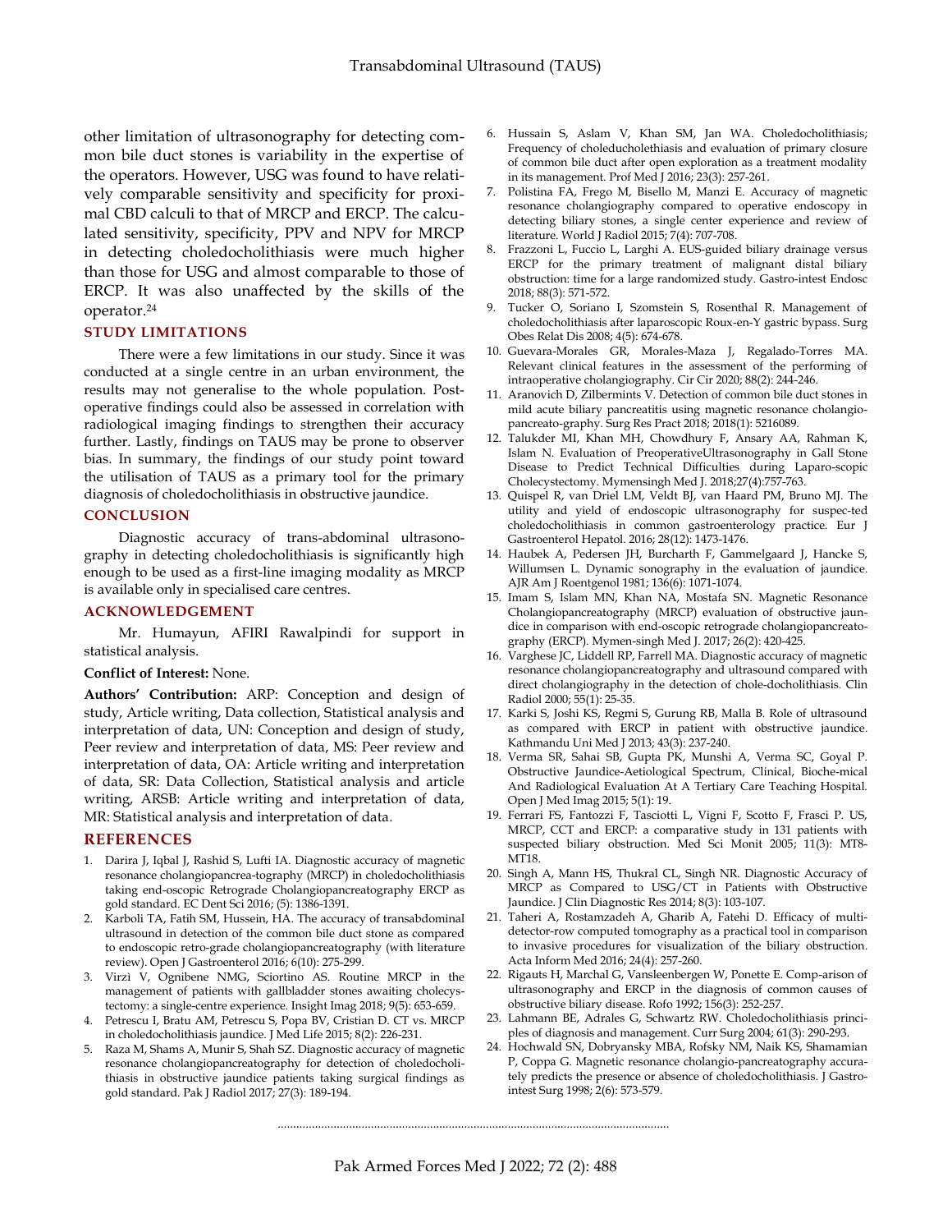other limitation of ultrasonography for detecting common bile duct stones is variability in the expertise of the operators. However, USG was found to have relatively comparable sensitivity and specificity for proximal CBD calculi to that of MRCP and ERCP. The calculated sensitivity, specificity, PPV and NPV for MRCP in detecting choledocholithiasis were much higher than those for USG and almost comparable to those of ERCP. It was also unaffected by the skills of the operator.[24]

## STUDY LIMITATIONS

There were a few limitations in our study. Since it was conducted at a single centre in an urban environment, the results may not generalise to the whole population. Post-operative findings could also be assessed in correlation with radiological imaging findings to strengthen their accuracy further. Lastly, findings on TAUS may be prone to observer bias. In summary, the findings of our study point toward the utilisation of TAUS as a primary tool for the primary diagnosis of choledocholithiasis in obstructive jaundice.

## CONCLUSION

Diagnostic accuracy of trans-abdominal ultrasonography in detecting choledocholithiasis is significantly high enough to be used as a first-line imaging modality as MRCP is available only in specialised care centres.

## ACKNOWLEDGEMENT

Mr. Humayun, AFIRI Rawalpindi for support in statistical analysis.

**Conflict of Interest:** None.

**Authors' Contribution:** ARP: Conception and design of study, Article writing, Data collection, Statistical analysis and interpretation of data, UN: Conception and design of study, Peer review and interpretation of data, MS: Peer review and interpretation of data, OA: Article writing and interpretation of data, SR: Data Collection, Statistical analysis and article writing, ARSB: Article writing and interpretation of data, MR: Statistical analysis and interpretation of data.

## REFERENCES

1. Darira J, Iqbal J, Rashid S, Lufti IA. Diagnostic accuracy of magnetic resonance cholangiopancrea-tography (MRCP) in choledocholithiasis taking end-oscopic Retrograde Cholangiopancreatography ERCP as gold standard. EC Dent Sci 2016; (5): 1386-1391.
2. Karboli TA, Fatih SM, Hussein, HA. The accuracy of transabdominal ultrasound in detection of the common bile duct stone as compared to endoscopic retro-grade cholangiopancreatography (with literature review). Open J Gastroenterol 2016; 6(10): 275-299.
3. Virzì V, Ognibene NMG, Sciortino AS. Routine MRCP in the management of patients with gallbladder stones awaiting cholecys-tectomy: a single-centre experience. Insight Imag 2018; 9(5): 653-659.
4. Petrescu I, Bratu AM, Petrescu S, Popa BV, Cristian D. CT vs. MRCP in choledocholithiasis jaundice. J Med Life 2015; 8(2): 226-231.
5. Raza M, Shams A, Munir S, Shah SZ. Diagnostic accuracy of magnetic resonance cholangiopancreatography for detection of choledocholithiasis in obstructive jaundice patients taking surgical findings as gold standard. Pak J Radiol 2017; 27(3): 189-194.
6. Hussain S, Aslam V, Khan SM, Jan WA. Choledocholithiasis; Frequency of choleducholethiasis and evaluation of primary closure of common bile duct after open exploration as a treatment modality in its management. Prof Med J 2016; 23(3): 257-261.
7. Polistina FA, Frego M, Bisello M, Manzi E. Accuracy of magnetic resonance cholangiography compared to operative endoscopy in detecting biliary stones, a single center experience and review of literature. World J Radiol 2015; 7(4): 707-708.
8. Frazzoni L, Fuccio L, Larghi A. EUS-guided biliary drainage versus ERCP for the primary treatment of malignant distal biliary obstruction: time for a large randomized study. Gastro-intest Endosc 2018; 88(3): 571-572.
9. Tucker O, Soriano I, Szomstein S, Rosenthal R. Management of choledocholithiasis after laparoscopic Roux-en-Y gastric bypass. Surg Obes Relat Dis 2008; 4(5): 674-678.
10. Guevara-Morales GR, Morales-Maza J, Regalado-Torres MA. Relevant clinical features in the assessment of the performing of intraoperative cholangiography. Cir Cir 2020; 88(2): 244-246.
11. Aranovich D, Zilbermints V. Detection of common bile duct stones in mild acute biliary pancreatitis using magnetic resonance cholangio-pancreato-graphy. Surg Res Pract 2018; 2018(1): 5216089.
12. Talukder MI, Khan MH, Chowdhury F, Ansary AA, Rahman K, Islam N. Evaluation of PreoperativeUltrasonography in Gall Stone Disease to Predict Technical Difficulties during Laparo-scopic Cholecystectomy. Mymensingh Med J. 2018;27(4):757-763.
13. Quispel R, van Driel LM, Veldt BJ, van Haard PM, Bruno MJ. The utility and yield of endoscopic ultrasonography for suspec-ted choledocholithiasis in common gastroenterology practice. Eur J Gastroenterol Hepatol. 2016; 28(12): 1473-1476.
14. Haubek A, Pedersen JH, Burcharth F, Gammelgaard J, Hancke S, Willumsen L. Dynamic sonography in the evaluation of jaundice. AJR Am J Roentgenol 1981; 136(6): 1071-1074.
15. Imam S, Islam MN, Khan NA, Mostafa SN. Magnetic Resonance Cholangiopancreatography (MRCP) evaluation of obstructive jaundice in comparison with end-oscopic retrograde cholangiopancreato-graphy (ERCP). Mymen-singh Med J. 2017; 26(2): 420-425.
16. Varghese JC, Liddell RP, Farrell MA. Diagnostic accuracy of magnetic resonance cholangiopancreatography and ultrasound compared with direct cholangiography in the detection of chole-docholithiasis. Clin Radiol 2000; 55(1): 25-35.
17. Karki S, Joshi KS, Regmi S, Gurung RB, Malla B. Role of ultrasound as compared with ERCP in patient with obstructive jaundice. Kathmandu Uni Med J 2013; 43(3): 237-240.
18. Verma SR, Sahai SB, Gupta PK, Munshi A, Verma SC, Goyal P. Obstructive Jaundice-Aetiological Spectrum, Clinical, Bioche-mical And Radiological Evaluation At A Tertiary Care Teaching Hospital. Open J Med Imag 2015; 5(1): 19.
19. Ferrari FS, Fantozzi F, Tasciotti L, Vigni F, Scotto F, Frasci P. US, MRCP, CCT and ERCP: a comparative study in 131 patients with suspected biliary obstruction. Med Sci Monit 2005; 11(3): MT8-MT18.
20. Singh A, Mann HS, Thukral CL, Singh NR. Diagnostic Accuracy of MRCP as Compared to USG/CT in Patients with Obstructive Jaundice. J Clin Diagnostic Res 2014; 8(3): 103-107.
21. Taheri A, Rostamzadeh A, Gharib A, Fatehi D. Efficacy of multi-detector-row computed tomography as a practical tool in comparison to invasive procedures for visualization of the biliary obstruction. Acta Inform Med 2016; 24(4): 257-260.
22. Rigauts H, Marchal G, Vansleenbergen W, Ponette E. Comp-arison of ultrasonography and ERCP in the diagnosis of common causes of obstructive biliary disease. Rofo 1992; 156(3): 252-257.
23. Lahmann BE, Adrales G, Schwartz RW. Choledocholithiasis principles of diagnosis and management. Curr Surg 2004; 61(3): 290-293.
24. Hochwald SN, Dobryansky MBA, Rofsky NM, Naik KS, Shamamian P, Coppa G. Magnetic resonance cholangio-pancreatography accurately predicts the presence or absence of choledocholithiasis. J Gastro-intest Surg 1998; 2(6): 573-579.